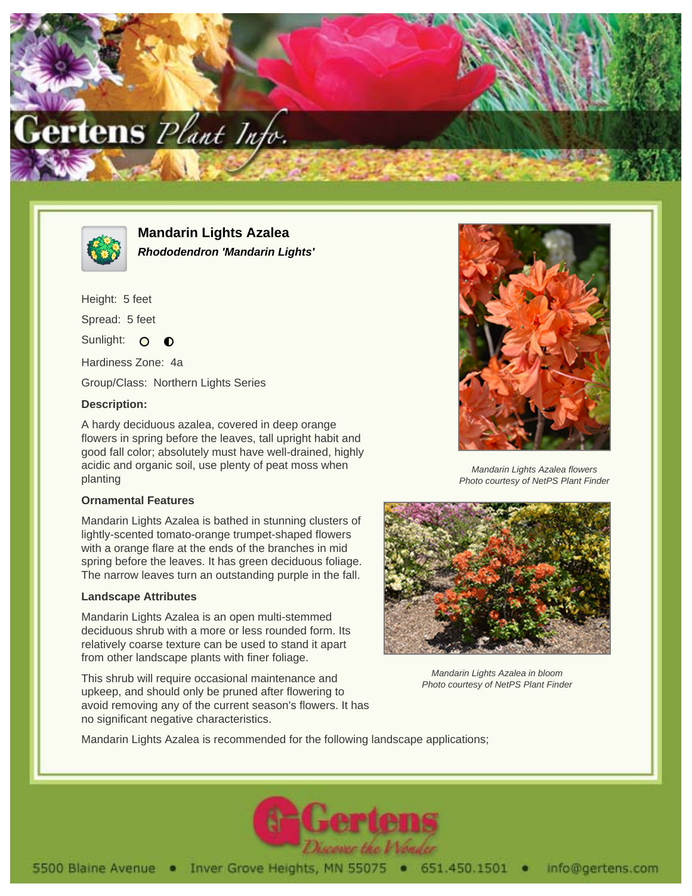# Mandarin Lights Azalea

***Rhododendron 'Mandarin Lights'***

Height: 5 feet

Spread: 5 feet

Sunlight: ○ ◐

Hardiness Zone: 4a

Group/Class: Northern Lights Series

**Description:**

A hardy deciduous azalea, covered in deep orange flowers in spring before the leaves, tall upright habit and good fall color; absolutely must have well-drained, highly acidic and organic soil, use plenty of peat moss when planting

*Mandarin Lights Azalea flowers*
*Photo courtesy of NetPS Plant Finder*

### Ornamental Features

Mandarin Lights Azalea is bathed in stunning clusters of lightly-scented tomato-orange trumpet-shaped flowers with a orange flare at the ends of the branches in mid spring before the leaves. It has green deciduous foliage. The narrow leaves turn an outstanding purple in the fall.

### Landscape Attributes

Mandarin Lights Azalea is an open multi-stemmed deciduous shrub with a more or less rounded form. Its relatively coarse texture can be used to stand it apart from other landscape plants with finer foliage.

This shrub will require occasional maintenance and upkeep, and should only be pruned after flowering to avoid removing any of the current season's flowers. It has no significant negative characteristics.

*Mandarin Lights Azalea in bloom*
*Photo courtesy of NetPS Plant Finder*

Mandarin Lights Azalea is recommended for the following landscape applications;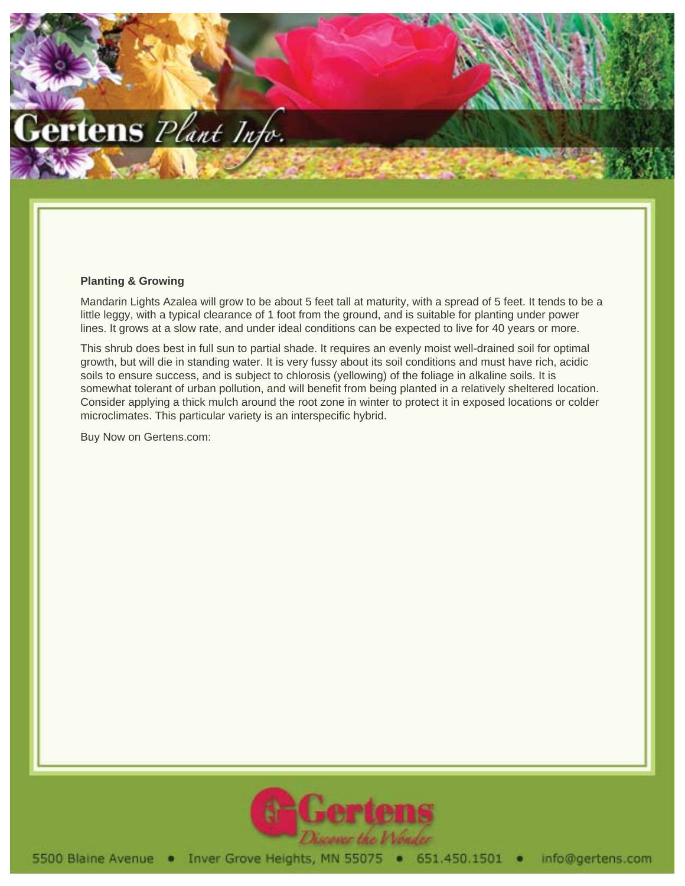### Planting & Growing

Mandarin Lights Azalea will grow to be about 5 feet tall at maturity, with a spread of 5 feet. It tends to be a little leggy, with a typical clearance of 1 foot from the ground, and is suitable for planting under power lines. It grows at a slow rate, and under ideal conditions can be expected to live for 40 years or more.

This shrub does best in full sun to partial shade. It requires an evenly moist well-drained soil for optimal growth, but will die in standing water. It is very fussy about its soil conditions and must have rich, acidic soils to ensure success, and is subject to chlorosis (yellowing) of the foliage in alkaline soils. It is somewhat tolerant of urban pollution, and will benefit from being planted in a relatively sheltered location. Consider applying a thick mulch around the root zone in winter to protect it in exposed locations or colder microclimates. This particular variety is an interspecific hybrid.

Buy Now on Gertens.com: